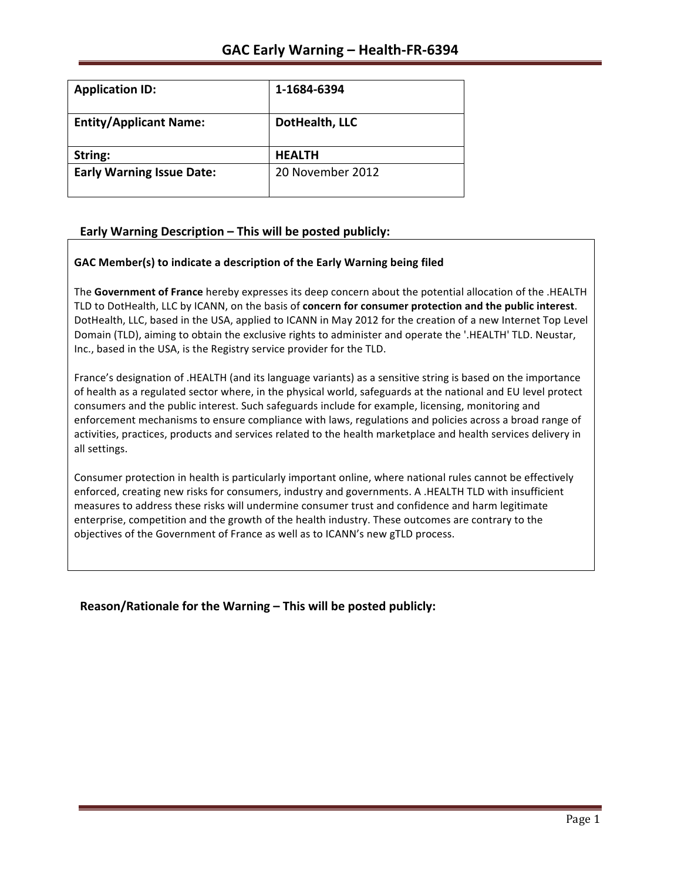# GAC Early Warning – Health-FR-6394

| Application ID: | 1-1684-6394 |
| --- | --- |
| Entity/Applicant Name: | DotHealth, LLC |
| String: | HEALTH |
| Early Warning Issue Date: | 20 November 2012 |

## Early Warning Description – This will be posted publicly:

**GAC Member(s) to indicate a description of the Early Warning being filed**

The **Government of France** hereby expresses its deep concern about the potential allocation of the .HEALTH TLD to DotHealth, LLC by ICANN, on the basis of **concern for consumer protection and the public interest**. DotHealth, LLC, based in the USA, applied to ICANN in May 2012 for the creation of a new Internet Top Level Domain (TLD), aiming to obtain the exclusive rights to administer and operate the '.HEALTH' TLD. Neustar, Inc., based in the USA, is the Registry service provider for the TLD.

France's designation of .HEALTH (and its language variants) as a sensitive string is based on the importance of health as a regulated sector where, in the physical world, safeguards at the national and EU level protect consumers and the public interest. Such safeguards include for example, licensing, monitoring and enforcement mechanisms to ensure compliance with laws, regulations and policies across a broad range of activities, practices, products and services related to the health marketplace and health services delivery in all settings.

Consumer protection in health is particularly important online, where national rules cannot be effectively enforced, creating new risks for consumers, industry and governments. A .HEALTH TLD with insufficient measures to address these risks will undermine consumer trust and confidence and harm legitimate enterprise, competition and the growth of the health industry. These outcomes are contrary to the objectives of the Government of France as well as to ICANN's new gTLD process.

## Reason/Rationale for the Warning – This will be posted publicly: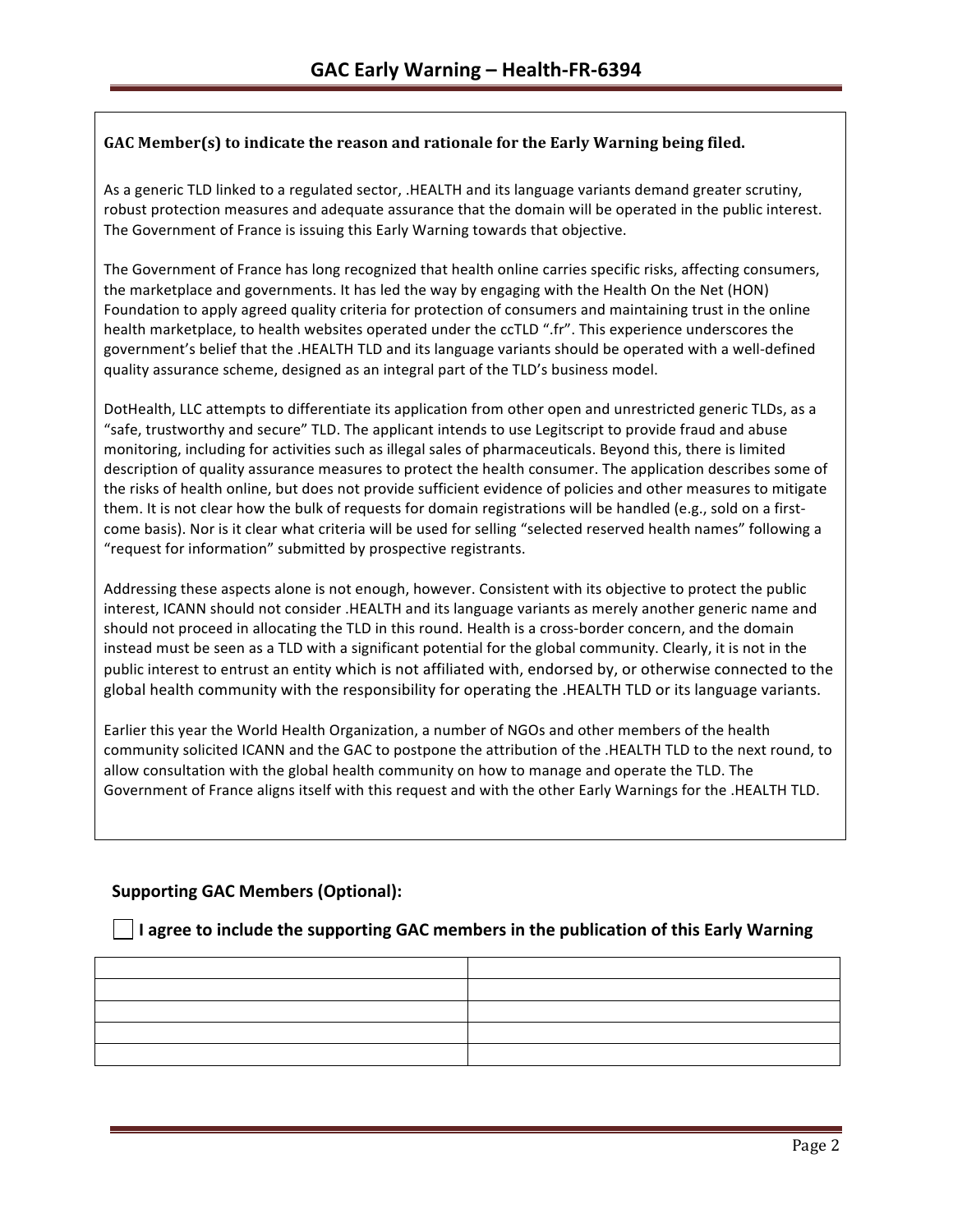# GAC Early Warning – Health-FR-6394

**GAC Member(s) to indicate the reason and rationale for the Early Warning being filed.**

As a generic TLD linked to a regulated sector, .HEALTH and its language variants demand greater scrutiny, robust protection measures and adequate assurance that the domain will be operated in the public interest. The Government of France is issuing this Early Warning towards that objective.

The Government of France has long recognized that health online carries specific risks, affecting consumers, the marketplace and governments. It has led the way by engaging with the Health On the Net (HON) Foundation to apply agreed quality criteria for protection of consumers and maintaining trust in the online health marketplace, to health websites operated under the ccTLD ".fr". This experience underscores the government's belief that the .HEALTH TLD and its language variants should be operated with a well-defined quality assurance scheme, designed as an integral part of the TLD's business model.

DotHealth, LLC attempts to differentiate its application from other open and unrestricted generic TLDs, as a "safe, trustworthy and secure" TLD. The applicant intends to use Legitscript to provide fraud and abuse monitoring, including for activities such as illegal sales of pharmaceuticals. Beyond this, there is limited description of quality assurance measures to protect the health consumer. The application describes some of the risks of health online, but does not provide sufficient evidence of policies and other measures to mitigate them. It is not clear how the bulk of requests for domain registrations will be handled (e.g., sold on a first-come basis). Nor is it clear what criteria will be used for selling "selected reserved health names" following a "request for information" submitted by prospective registrants.

Addressing these aspects alone is not enough, however. Consistent with its objective to protect the public interest, ICANN should not consider .HEALTH and its language variants as merely another generic name and should not proceed in allocating the TLD in this round. Health is a cross-border concern, and the domain instead must be seen as a TLD with a significant potential for the global community. Clearly, it is not in the public interest to entrust an entity which is not affiliated with, endorsed by, or otherwise connected to the global health community with the responsibility for operating the .HEALTH TLD or its language variants.

Earlier this year the World Health Organization, a number of NGOs and other members of the health community solicited ICANN and the GAC to postpone the attribution of the .HEALTH TLD to the next round, to allow consultation with the global health community on how to manage and operate the TLD. The Government of France aligns itself with this request and with the other Early Warnings for the .HEALTH TLD.

## Supporting GAC Members (Optional):

☐ **I agree to include the supporting GAC members in the publication of this Early Warning**

| | |
|---|---|
| | |
| | |
| | |
| | |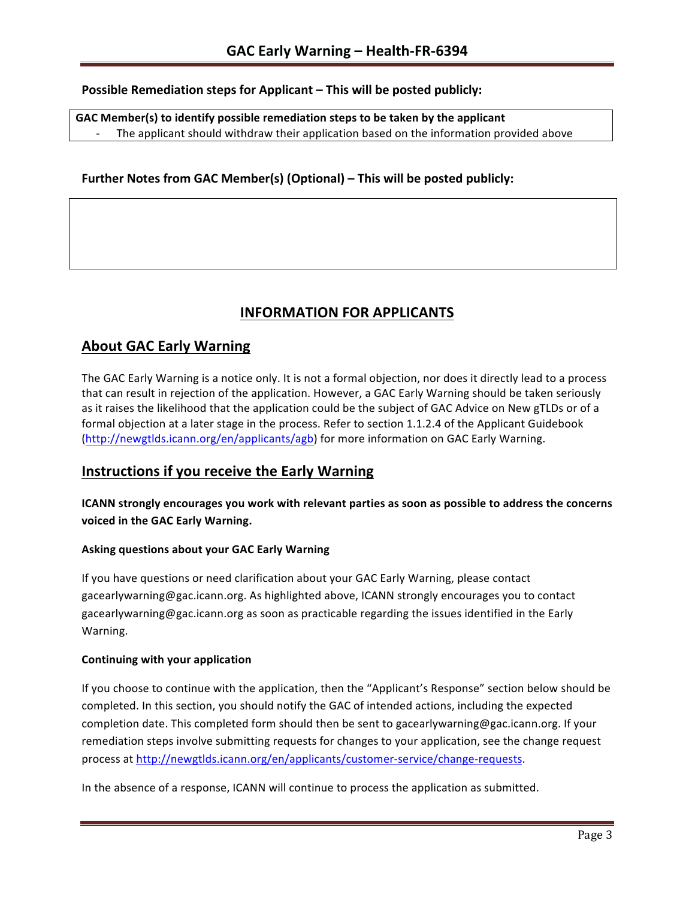## Possible Remediation steps for Applicant – This will be posted publicly:

**GAC Member(s) to identify possible remediation steps to be taken by the applicant**

- The applicant should withdraw their application based on the information provided above

## Further Notes from GAC Member(s) (Optional) – This will be posted publicly:

# INFORMATION FOR APPLICANTS

## About GAC Early Warning

The GAC Early Warning is a notice only. It is not a formal objection, nor does it directly lead to a process that can result in rejection of the application. However, a GAC Early Warning should be taken seriously as it raises the likelihood that the application could be the subject of GAC Advice on New gTLDs or of a formal objection at a later stage in the process. Refer to section 1.1.2.4 of the Applicant Guidebook (http://newgtlds.icann.org/en/applicants/agb) for more information on GAC Early Warning.

## Instructions if you receive the Early Warning

**ICANN strongly encourages you work with relevant parties as soon as possible to address the concerns voiced in the GAC Early Warning.**

### Asking questions about your GAC Early Warning

If you have questions or need clarification about your GAC Early Warning, please contact gacearlywarning@gac.icann.org. As highlighted above, ICANN strongly encourages you to contact gacearlywarning@gac.icann.org as soon as practicable regarding the issues identified in the Early Warning.

### Continuing with your application

If you choose to continue with the application, then the "Applicant's Response" section below should be completed. In this section, you should notify the GAC of intended actions, including the expected completion date. This completed form should then be sent to gacearlywarning@gac.icann.org. If your remediation steps involve submitting requests for changes to your application, see the change request process at http://newgtlds.icann.org/en/applicants/customer-service/change-requests.

In the absence of a response, ICANN will continue to process the application as submitted.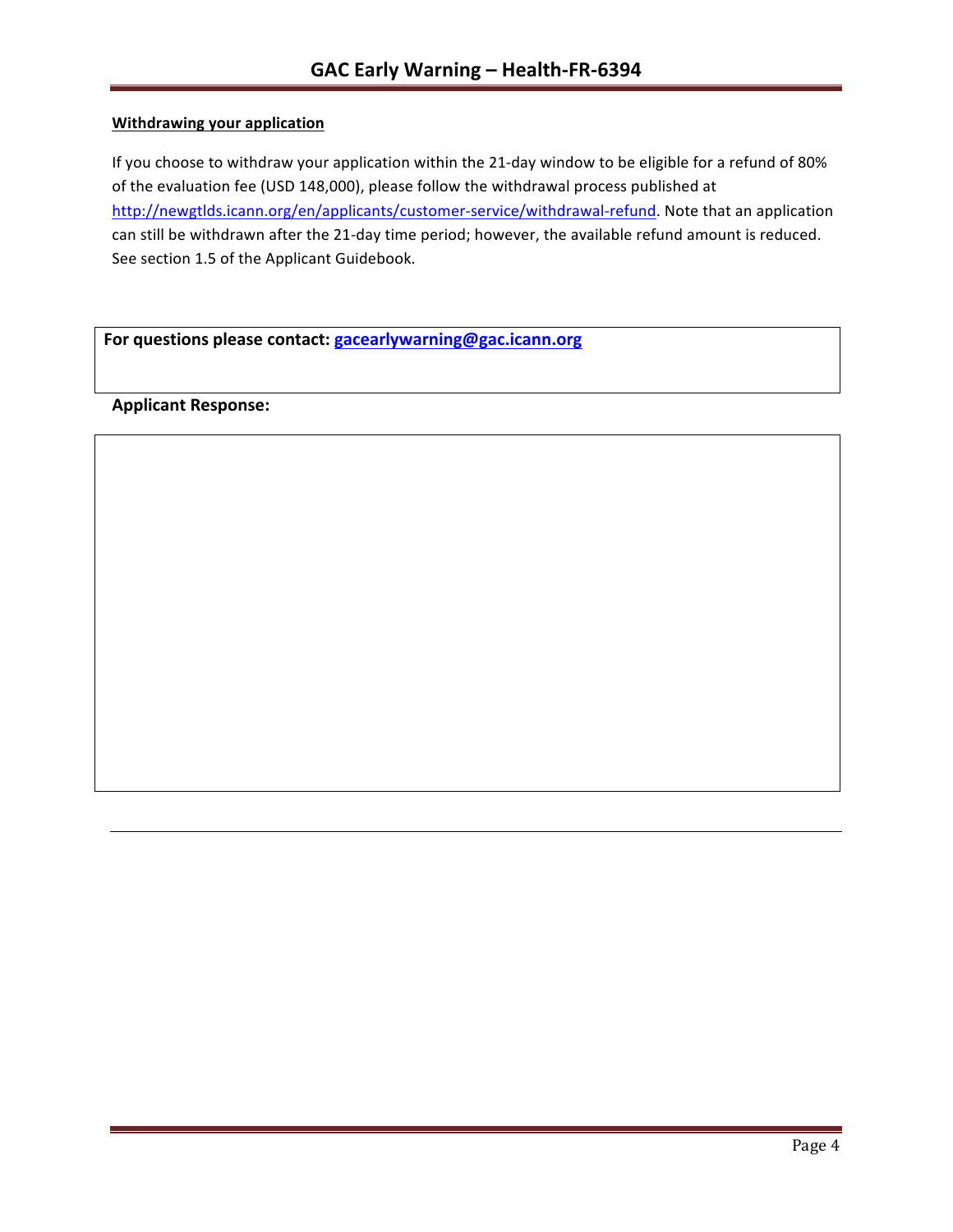**Withdrawing your application**

If you choose to withdraw your application within the 21-day window to be eligible for a refund of 80% of the evaluation fee (USD 148,000), please follow the withdrawal process published at http://newgtlds.icann.org/en/applicants/customer-service/withdrawal-refund. Note that an application can still be withdrawn after the 21-day time period; however, the available refund amount is reduced. See section 1.5 of the Applicant Guidebook.

**For questions please contact: gacearlywarning@gac.icann.org**

**Applicant Response:**